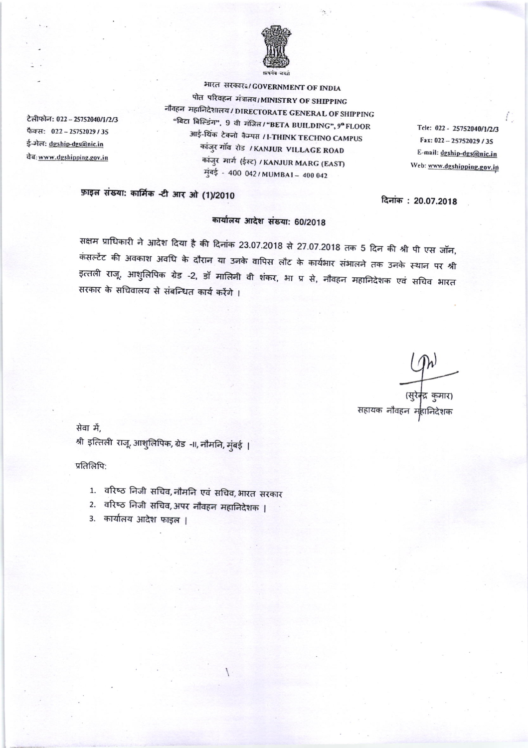सत्यमेव जयते

भारत सरकार/GOVERNMENT OF INDIA
पोत परिवहन मंत्रालय/MINISTRY OF SHIPPING
नौवहन महानिदेशालय/DIRECTORATE GENERAL OF SHIPPING
"बिटा बिल्डिंग", 9 वी मंजिल/"BETA BUILDING", 9th FLOOR
आई-थिंक टेक्नो कैम्पस / I-THINK TECHNO CAMPUS
कांजुर गॉव रोड / KANJUR VILLAGE ROAD
कांजुर मार्ग (ईस्ट) / KANJUR MARG (EAST)
मुंबई - 400 042 / MUMBAI – 400 042

टेलीफोन: 022 – 25752040/1/2/3
फैक्स: 022 – 25752029 / 35
ई-मेल: dgship-dgs@nic.in
वेब: www.dgshipping.gov.in

Tele: 022 - 25752040/1/2/3
Fax: 022 – 25752029 / 35
E-mail: dgship-dgs@nic.in
Web: www.dgshipping.gov.in

फ़ाइल संख्या: कार्मिक -टी आर ओ (1)/2010

दिनांक : 20.07.2018

**कार्यालय आदेश संख्या: 60/2018**

सक्षम प्राधिकारी ने आदेश दिया है की दिनांक 23.07.2018 से 27.07.2018 तक 5 दिन की श्री पी एस जॉन, कंसल्टेंट की अवकाश अवधि के दौरान या उनके वापिस लौट के कार्यभार संभालने तक उनके स्थान पर श्री इत्तली राजू, आशुलिपिक ग्रेड -2, डॉ मालिनी वी शंकर, भा प्र से, नौवहन महानिदेशक एवं सचिव भारत सरकार के सचिवालय से संबन्धित कार्य करेंगे ।

(सुरेन्द्र कुमार)
सहायक नौवहन महानिदेशक

सेवा में,
श्री इत्तिली राजू, आशुलिपिक, ग्रेड -II, नौमनि, मुंबई ।

प्रतिलिपि:

1. वरिष्ठ निजी सचिव, नौमनि एवं सचिव, भारत सरकार
2. वरिष्ठ निजी सचिव, अपर नौवहन महानिदेशक ।
3. कार्यालय आदेश फाइल ।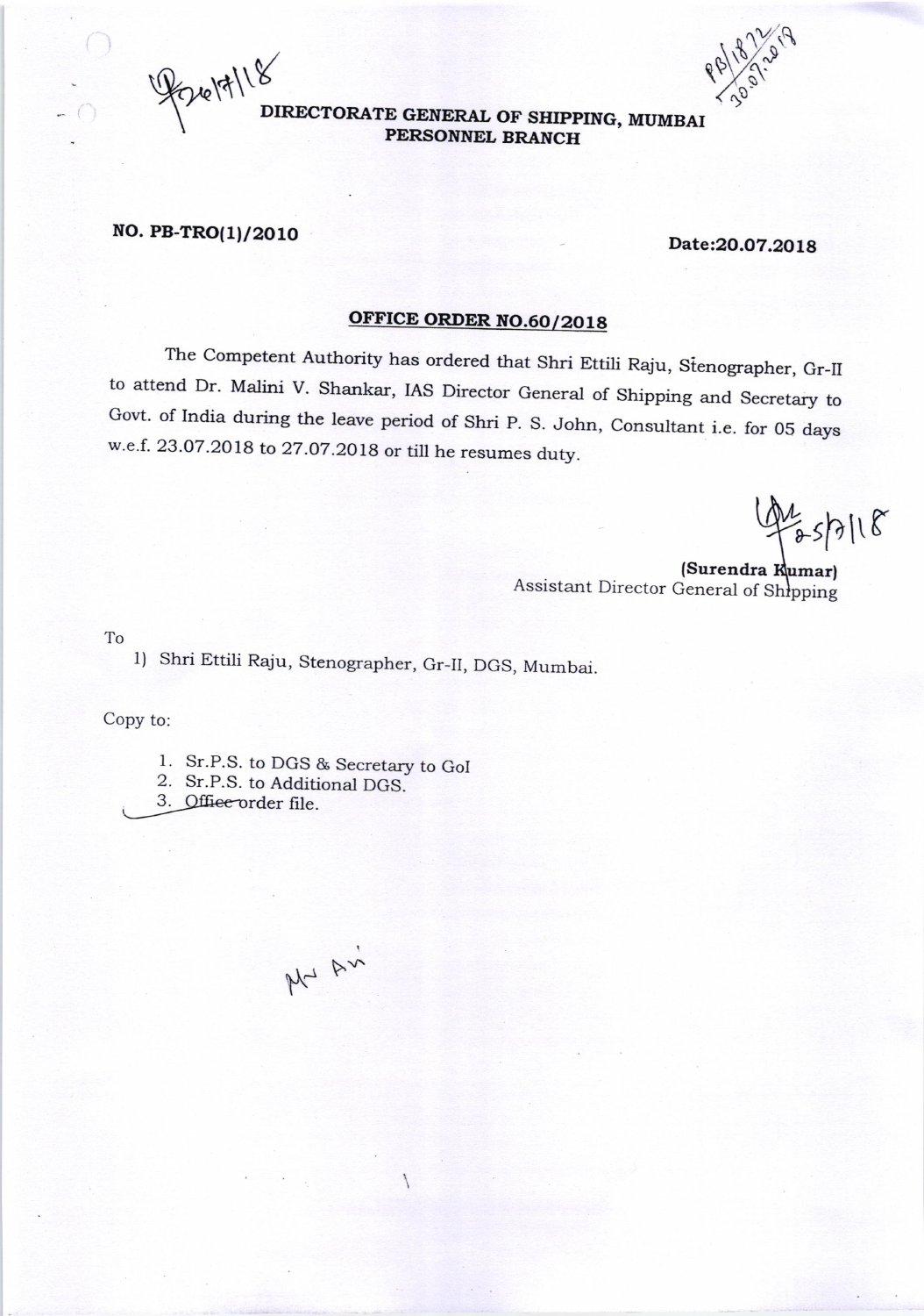**DIRECTORATE GENERAL OF SHIPPING, MUMBAI**
**PERSONNEL BRANCH**

**NO. PB-TRO(1)/2010** **Date:20.07.2018**

**OFFICE ORDER NO.60/2018**

The Competent Authority has ordered that Shri Ettili Raju, Stenographer, Gr-II to attend Dr. Malini V. Shankar, IAS Director General of Shipping and Secretary to Govt. of India during the leave period of Shri P. S. John, Consultant i.e. for 05 days w.e.f. 23.07.2018 to 27.07.2018 or till he resumes duty.

**(Surendra Kumar)**
Assistant Director General of Shipping

To

1) Shri Ettili Raju, Stenographer, Gr-II, DGS, Mumbai.

Copy to:

1. Sr.P.S. to DGS & Secretary to GoI
2. Sr.P.S. to Additional DGS.
3. Office order file.